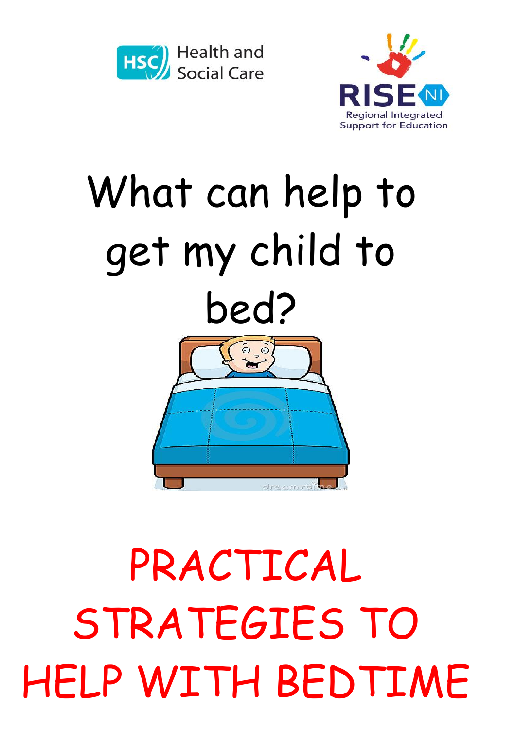Health and Social Care

RISE NI
Regional Integrated Support for Education

# What can help to get my child to bed?

# PRACTICAL STRATEGIES TO HELP WITH BEDTIME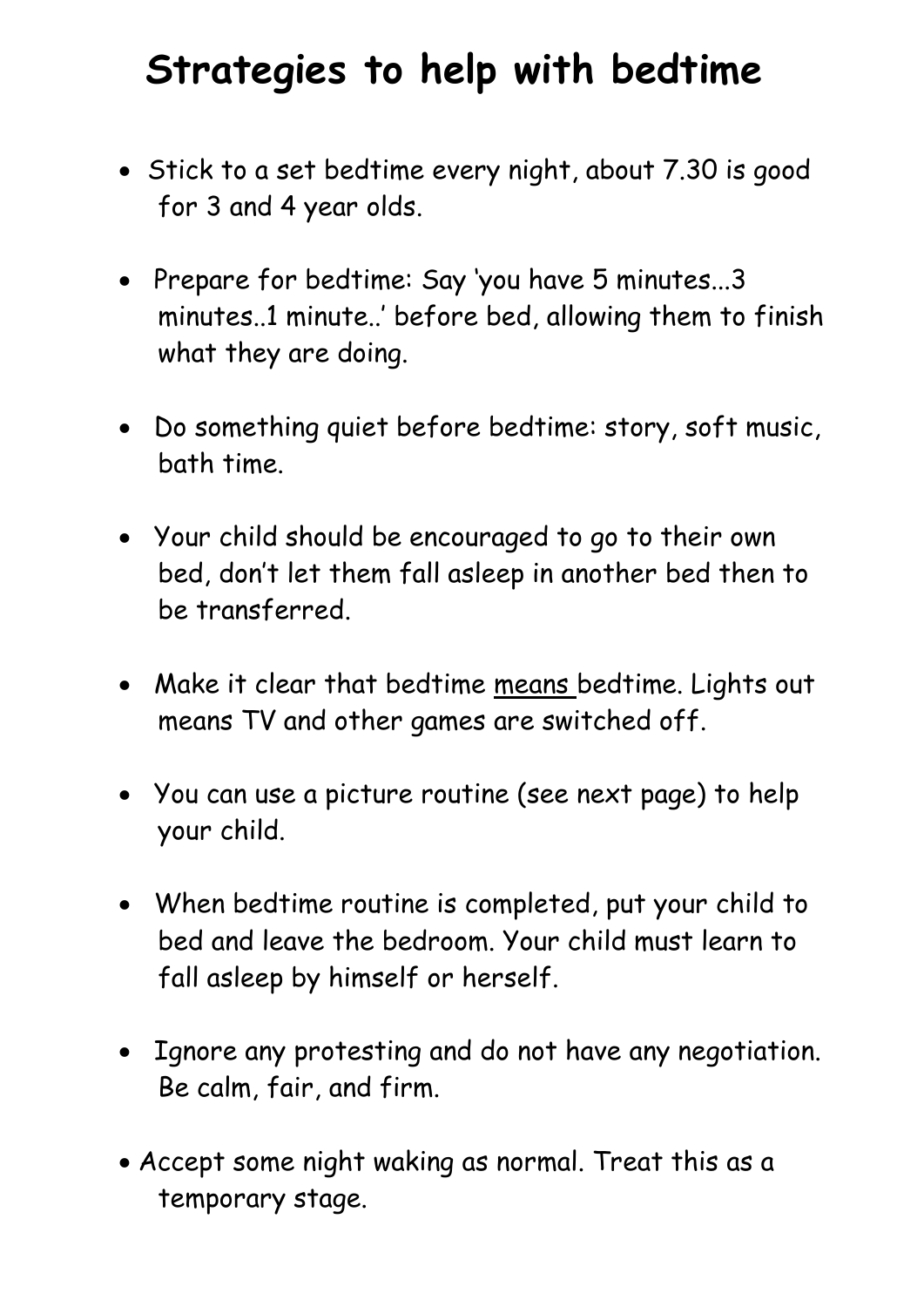# Strategies to help with bedtime

- Stick to a set bedtime every night, about 7.30 is good for 3 and 4 year olds.
- Prepare for bedtime: Say 'you have 5 minutes...3 minutes..1 minute..' before bed, allowing them to finish what they are doing.
- Do something quiet before bedtime: story, soft music, bath time.
- Your child should be encouraged to go to their own bed, don't let them fall asleep in another bed then to be transferred.
- Make it clear that bedtime <u>means</u> bedtime. Lights out means TV and other games are switched off.
- You can use a picture routine (see next page) to help your child.
- When bedtime routine is completed, put your child to bed and leave the bedroom. Your child must learn to fall asleep by himself or herself.
- Ignore any protesting and do not have any negotiation. Be calm, fair, and firm.
- Accept some night waking as normal. Treat this as a temporary stage.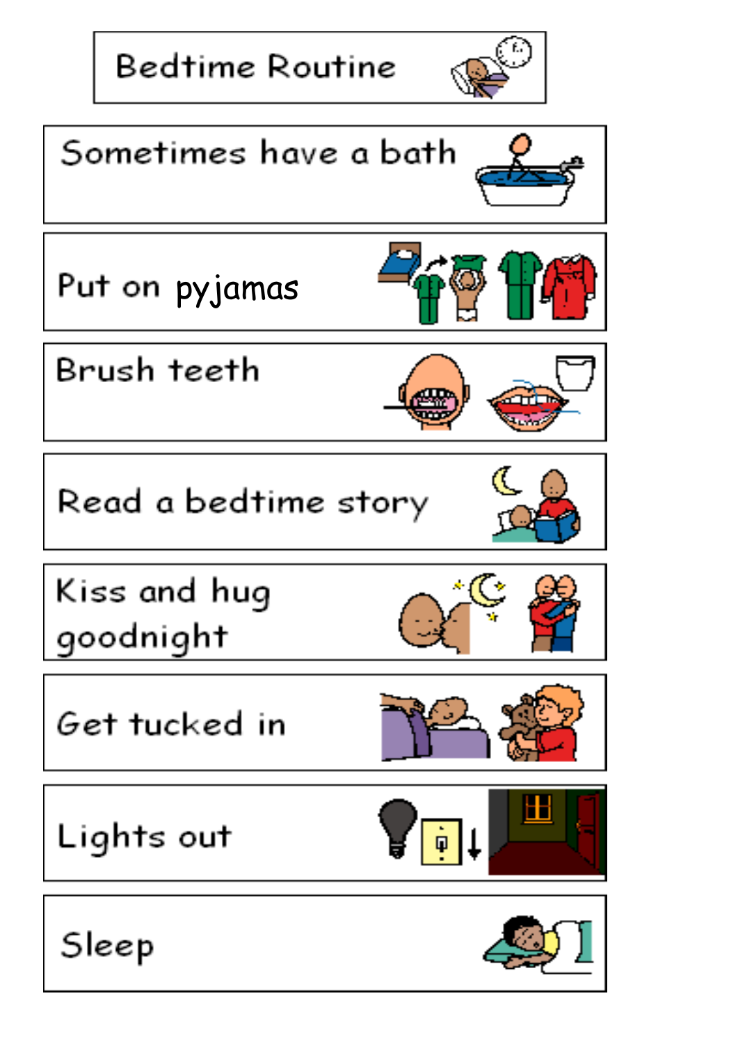# Bedtime Routine

- Sometimes have a bath
- Put on pyjamas
- Brush teeth
- Read a bedtime story
- Kiss and hug goodnight
- Get tucked in
- Lights out
- Sleep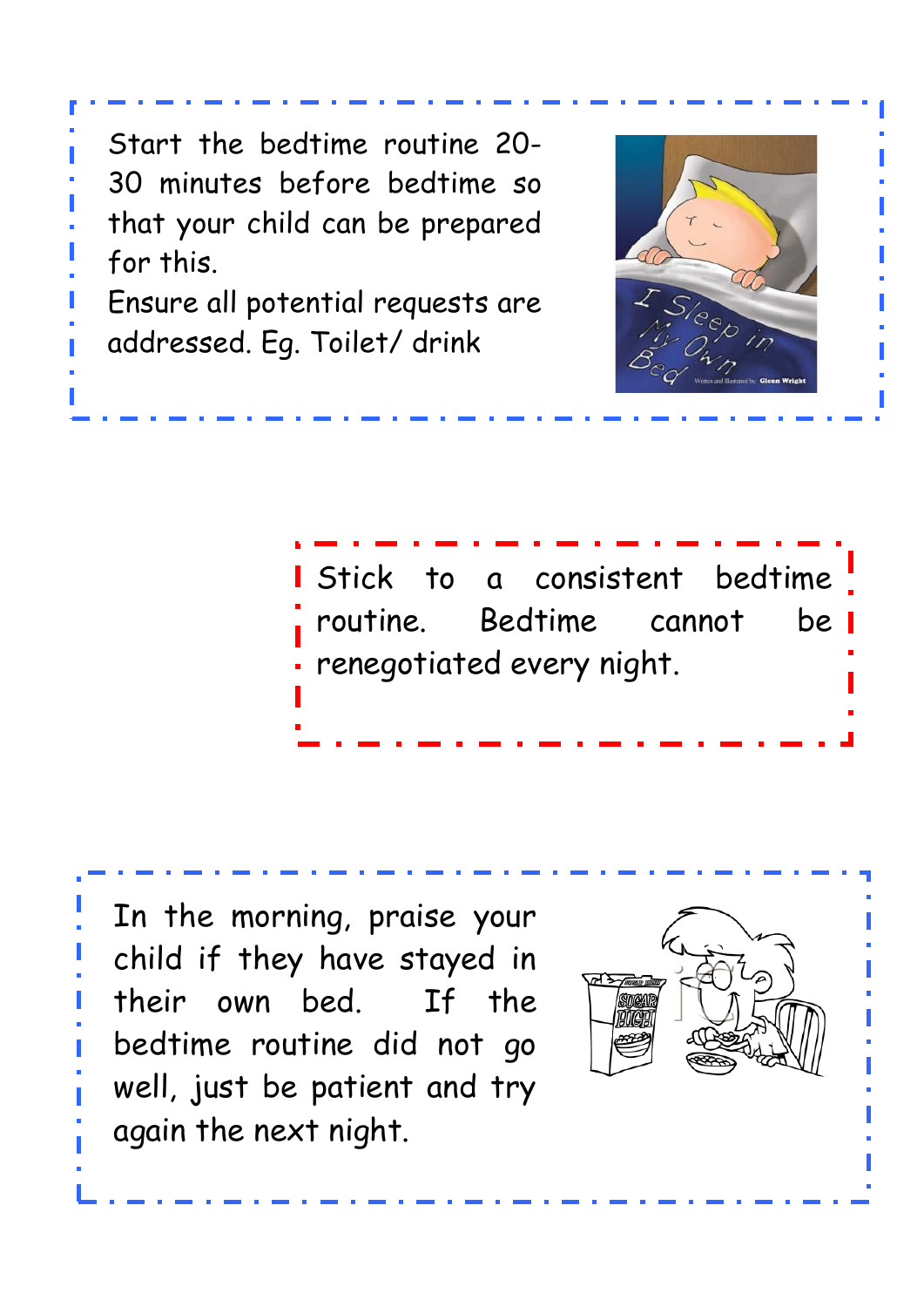Start the bedtime routine 20-30 minutes before bedtime so that your child can be prepared for this.

Ensure all potential requests are addressed. Eg. Toilet/ drink

Stick to a consistent bedtime routine. Bedtime cannot be renegotiated every night.

In the morning, praise your child if they have stayed in their own bed. If the bedtime routine did not go well, just be patient and try again the next night.